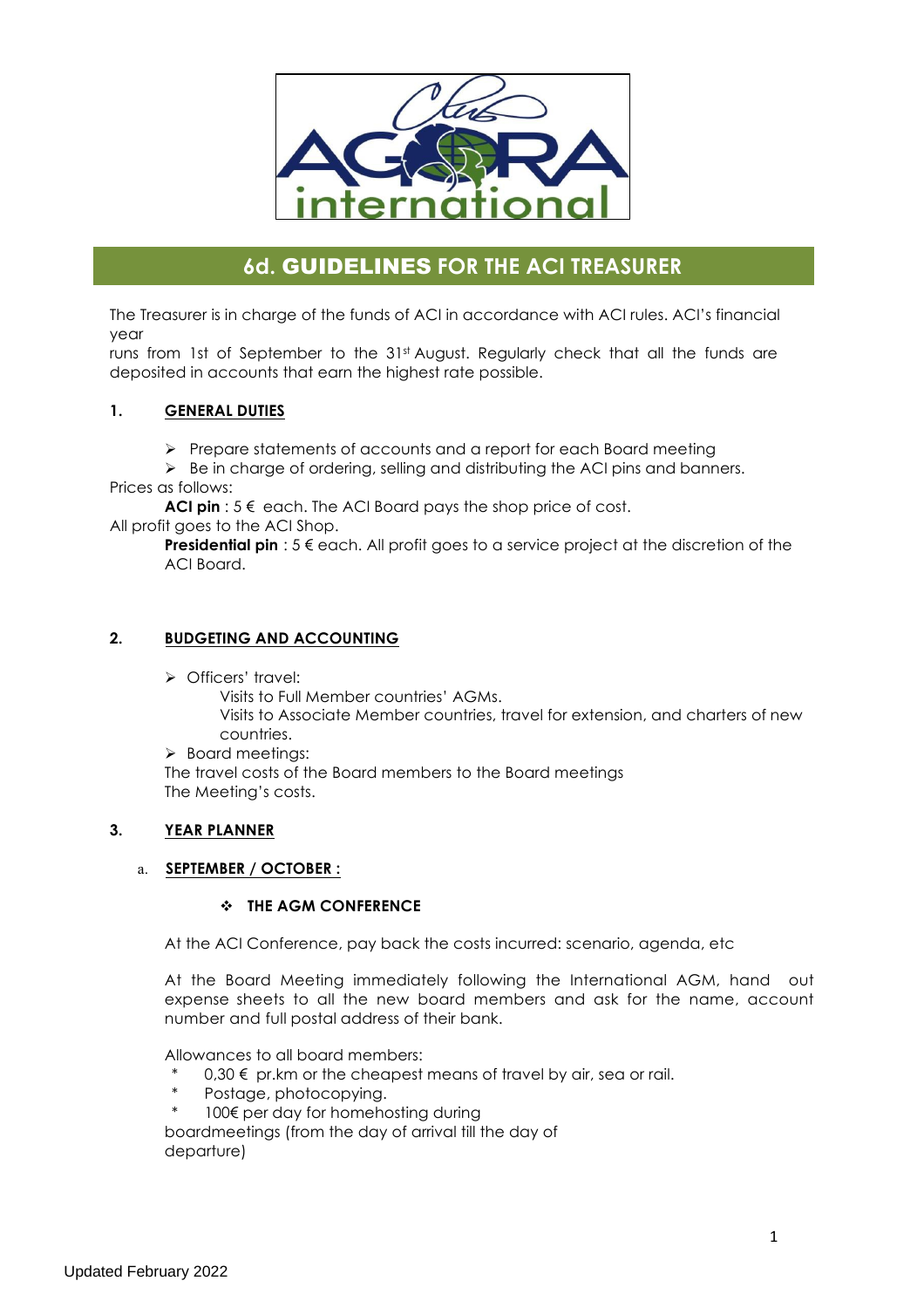# 6d. GUIDELINES FOR THE ACI TREASURER

The Treasurer is in charge of the funds of ACI in accordance with ACI rules. ACI's financial year runs from 1st of September to the 31st August. Regularly check that all the funds are deposited in accounts that earn the highest rate possible.

## 1. GENERAL DUTIES

- Prepare statements of accounts and a report for each Board meeting
- Be in charge of ordering, selling and distributing the ACI pins and banners.

Prices as follows:

**ACI pin** : 5 € each. The ACI Board pays the shop price of cost.

All profit goes to the ACI Shop.

**Presidential pin** : 5 € each. All profit goes to a service project at the discretion of the ACI Board.

## 2. BUDGETING AND ACCOUNTING

- Officers' travel:
  - Visits to Full Member countries' AGMs.
  - Visits to Associate Member countries, travel for extension, and charters of new countries.
- Board meetings:
  - The travel costs of the Board members to the Board meetings
  - The Meeting's costs.

## 3. YEAR PLANNER

### a. SEPTEMBER / OCTOBER :

#### THE AGM CONFERENCE

At the ACI Conference, pay back the costs incurred: scenario, agenda, etc

At the Board Meeting immediately following the International AGM, hand out expense sheets to all the new board members and ask for the name, account number and full postal address of their bank.

Allowances to all board members:

* 0,30 € pr.km or the cheapest means of travel by air, sea or rail.
* Postage, photocopying.
* 100€ per day for homehosting during boardmeetings (from the day of arrival till the day of departure)

Updated February 2022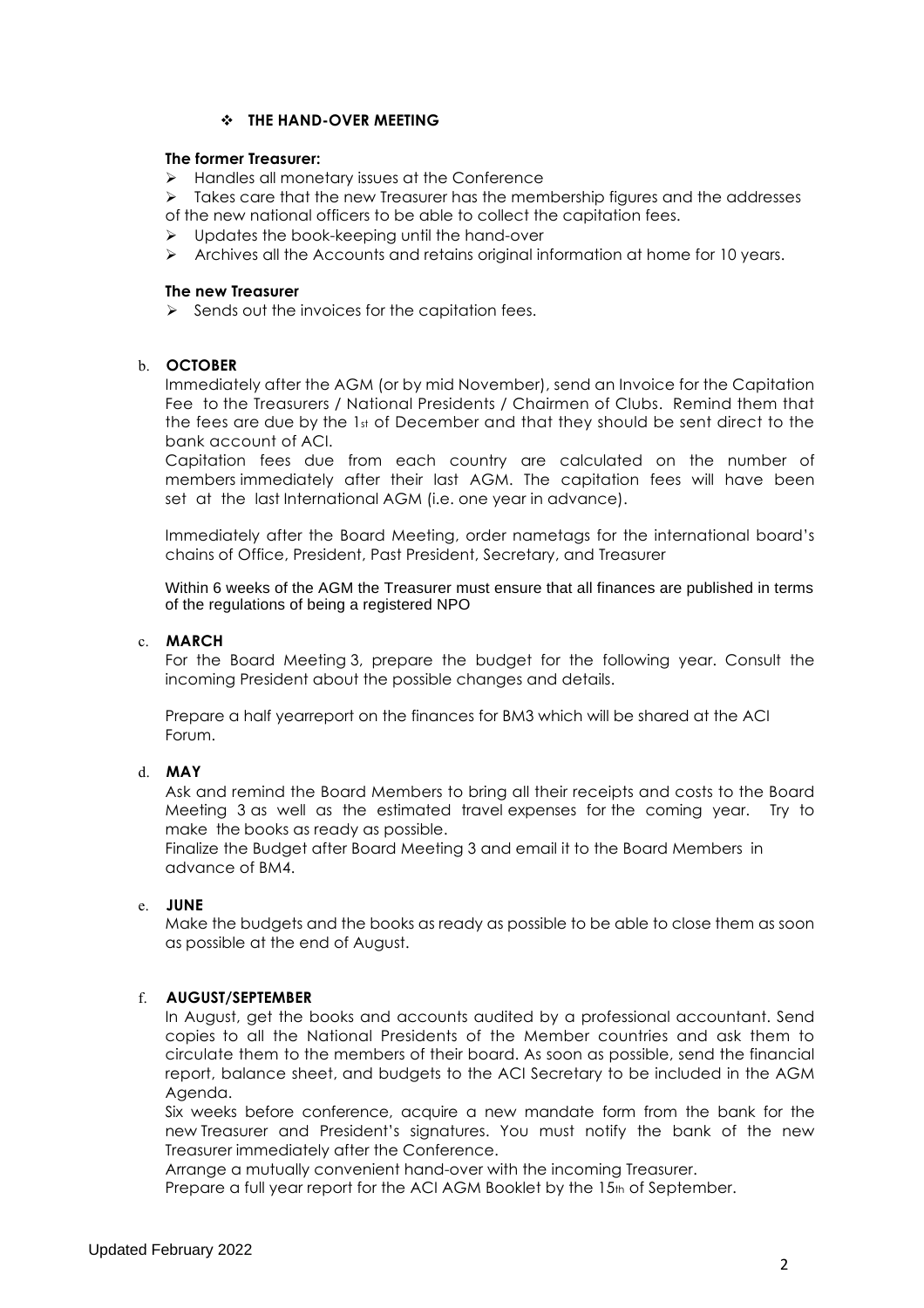- **THE HAND-OVER MEETING**

**The former Treasurer:**

- Handles all monetary issues at the Conference
- Takes care that the new Treasurer has the membership figures and the addresses of the new national officers to be able to collect the capitation fees.
- Updates the book-keeping until the hand-over
- Archives all the Accounts and retains original information at home for 10 years.

**The new Treasurer**

- Sends out the invoices for the capitation fees.

b. **OCTOBER**

Immediately after the AGM (or by mid November), send an Invoice for the Capitation Fee to the Treasurers / National Presidents / Chairmen of Clubs. Remind them that the fees are due by the 1st of December and that they should be sent direct to the bank account of ACI.

Capitation fees due from each country are calculated on the number of members immediately after their last AGM. The capitation fees will have been set at the last International AGM (i.e. one year in advance).

Immediately after the Board Meeting, order nametags for the international board's chains of Office, President, Past President, Secretary, and Treasurer

Within 6 weeks of the AGM the Treasurer must ensure that all finances are published in terms of the regulations of being a registered NPO

c. **MARCH**

For the Board Meeting 3, prepare the budget for the following year. Consult the incoming President about the possible changes and details.

Prepare a half yearreport on the finances for BM3 which will be shared at the ACI Forum.

d. **MAY**

Ask and remind the Board Members to bring all their receipts and costs to the Board Meeting 3 as well as the estimated travel expenses for the coming year. Try to make the books as ready as possible.

Finalize the Budget after Board Meeting 3 and email it to the Board Members in advance of BM4.

e. **JUNE**

Make the budgets and the books as ready as possible to be able to close them as soon as possible at the end of August.

f. **AUGUST/SEPTEMBER**

In August, get the books and accounts audited by a professional accountant. Send copies to all the National Presidents of the Member countries and ask them to circulate them to the members of their board. As soon as possible, send the financial report, balance sheet, and budgets to the ACI Secretary to be included in the AGM Agenda.

Six weeks before conference, acquire a new mandate form from the bank for the new Treasurer and President's signatures. You must notify the bank of the new Treasurer immediately after the Conference.

Arrange a mutually convenient hand-over with the incoming Treasurer.

Prepare a full year report for the ACI AGM Booklet by the 15th of September.

Updated February 2022